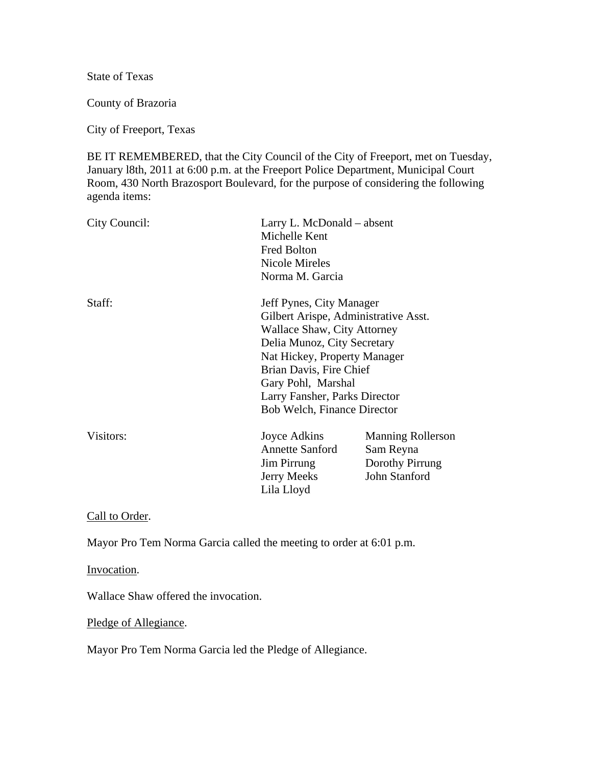State of Texas

County of Brazoria

City of Freeport, Texas

BE IT REMEMBERED, that the City Council of the City of Freeport, met on Tuesday, January l8th, 2011 at 6:00 p.m. at the Freeport Police Department, Municipal Court Room, 430 North Brazosport Boulevard, for the purpose of considering the following agenda items:

| | | |
|---|---|---|
| City Council: | Larry L. McDonald – absent | |
| | Michelle Kent | |
| | Fred Bolton | |
| | Nicole Mireles | |
| | Norma M. Garcia | |
| Staff: | Jeff Pynes, City Manager | |
| | Gilbert Arispe, Administrative Asst. | |
| | Wallace Shaw, City Attorney | |
| | Delia Munoz, City Secretary | |
| | Nat Hickey, Property Manager | |
| | Brian Davis, Fire Chief | |
| | Gary Pohl, Marshal | |
| | Larry Fansher, Parks Director | |
| | Bob Welch, Finance Director | |
| Visitors: | Joyce Adkins | Manning Rollerson |
| | Annette Sanford | Sam Reyna |
| | Jim Pirrung | Dorothy Pirrung |
| | Jerry Meeks | John Stanford |
| | Lila Lloyd | |

Call to Order.

Mayor Pro Tem Norma Garcia called the meeting to order at 6:01 p.m.

Invocation.

Wallace Shaw offered the invocation.

Pledge of Allegiance.

Mayor Pro Tem Norma Garcia led the Pledge of Allegiance.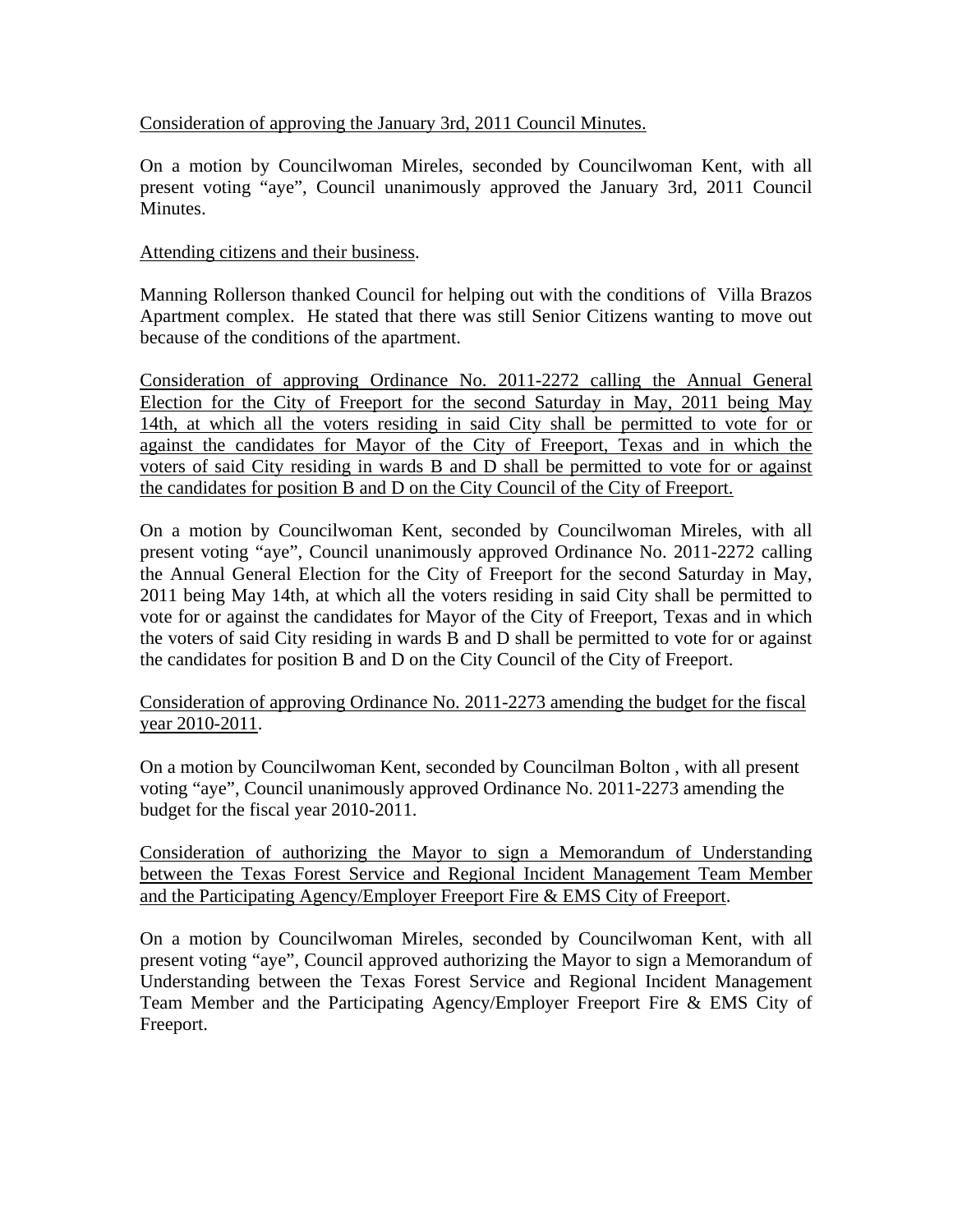Consideration of approving the January 3rd, 2011 Council Minutes.

On a motion by Councilwoman Mireles, seconded by Councilwoman Kent, with all present voting "aye", Council unanimously approved the January 3rd, 2011 Council Minutes.

Attending citizens and their business.

Manning Rollerson thanked Council for helping out with the conditions of Villa Brazos Apartment complex. He stated that there was still Senior Citizens wanting to move out because of the conditions of the apartment.

Consideration of approving Ordinance No. 2011-2272 calling the Annual General Election for the City of Freeport for the second Saturday in May, 2011 being May 14th, at which all the voters residing in said City shall be permitted to vote for or against the candidates for Mayor of the City of Freeport, Texas and in which the voters of said City residing in wards B and D shall be permitted to vote for or against the candidates for position B and D on the City Council of the City of Freeport.

On a motion by Councilwoman Kent, seconded by Councilwoman Mireles, with all present voting "aye", Council unanimously approved Ordinance No. 2011-2272 calling the Annual General Election for the City of Freeport for the second Saturday in May, 2011 being May 14th, at which all the voters residing in said City shall be permitted to vote for or against the candidates for Mayor of the City of Freeport, Texas and in which the voters of said City residing in wards B and D shall be permitted to vote for or against the candidates for position B and D on the City Council of the City of Freeport.

Consideration of approving Ordinance No. 2011-2273 amending the budget for the fiscal year 2010-2011.

On a motion by Councilwoman Kent, seconded by Councilman Bolton , with all present voting "aye", Council unanimously approved Ordinance No. 2011-2273 amending the budget for the fiscal year 2010-2011.

Consideration of authorizing the Mayor to sign a Memorandum of Understanding between the Texas Forest Service and Regional Incident Management Team Member and the Participating Agency/Employer Freeport Fire & EMS City of Freeport.

On a motion by Councilwoman Mireles, seconded by Councilwoman Kent, with all present voting "aye", Council approved authorizing the Mayor to sign a Memorandum of Understanding between the Texas Forest Service and Regional Incident Management Team Member and the Participating Agency/Employer Freeport Fire & EMS City of Freeport.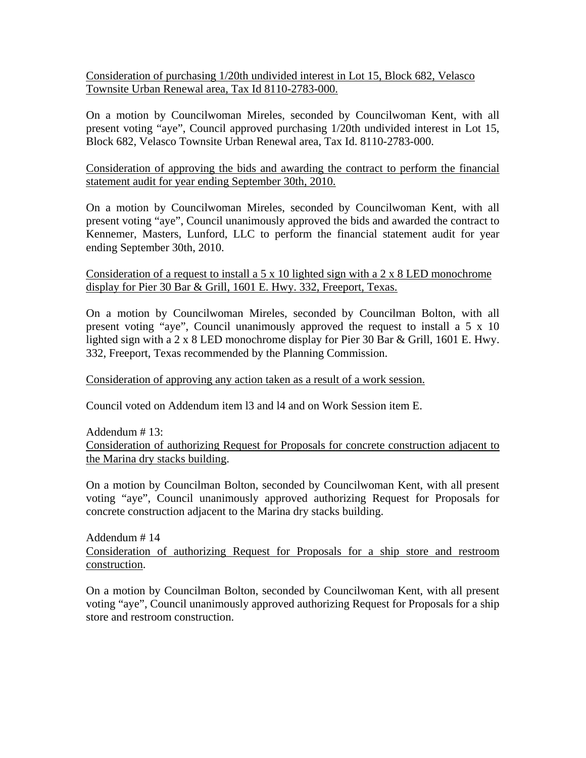<u>Consideration of purchasing 1/20th undivided interest in Lot 15, Block 682, Velasco Townsite Urban Renewal area, Tax Id 8110-2783-000.</u>

On a motion by Councilwoman Mireles, seconded by Councilwoman Kent, with all present voting "aye", Council approved purchasing 1/20th undivided interest in Lot 15, Block 682, Velasco Townsite Urban Renewal area, Tax Id. 8110-2783-000.

<u>Consideration of approving the bids and awarding the contract to perform the financial statement audit for year ending September 30th, 2010.</u>

On a motion by Councilwoman Mireles, seconded by Councilwoman Kent, with all present voting "aye", Council unanimously approved the bids and awarded the contract to Kennemer, Masters, Lunford, LLC to perform the financial statement audit for year ending September 30th, 2010.

<u>Consideration of a request to install a 5 x 10 lighted sign with a 2 x 8 LED monochrome display for Pier 30 Bar & Grill, 1601 E. Hwy. 332, Freeport, Texas.</u>

On a motion by Councilwoman Mireles, seconded by Councilman Bolton, with all present voting "aye", Council unanimously approved the request to install a 5 x 10 lighted sign with a 2 x 8 LED monochrome display for Pier 30 Bar & Grill, 1601 E. Hwy. 332, Freeport, Texas recommended by the Planning Commission.

<u>Consideration of approving any action taken as a result of a work session.</u>

Council voted on Addendum item l3 and l4 and on Work Session item E.

Addendum # 13:
<u>Consideration of authorizing Request for Proposals for concrete construction adjacent to the Marina dry stacks building</u>.

On a motion by Councilman Bolton, seconded by Councilwoman Kent, with all present voting "aye", Council unanimously approved authorizing Request for Proposals for concrete construction adjacent to the Marina dry stacks building.

Addendum # 14
<u>Consideration of authorizing Request for Proposals for a ship store and restroom construction</u>.

On a motion by Councilman Bolton, seconded by Councilwoman Kent, with all present voting "aye", Council unanimously approved authorizing Request for Proposals for a ship store and restroom construction.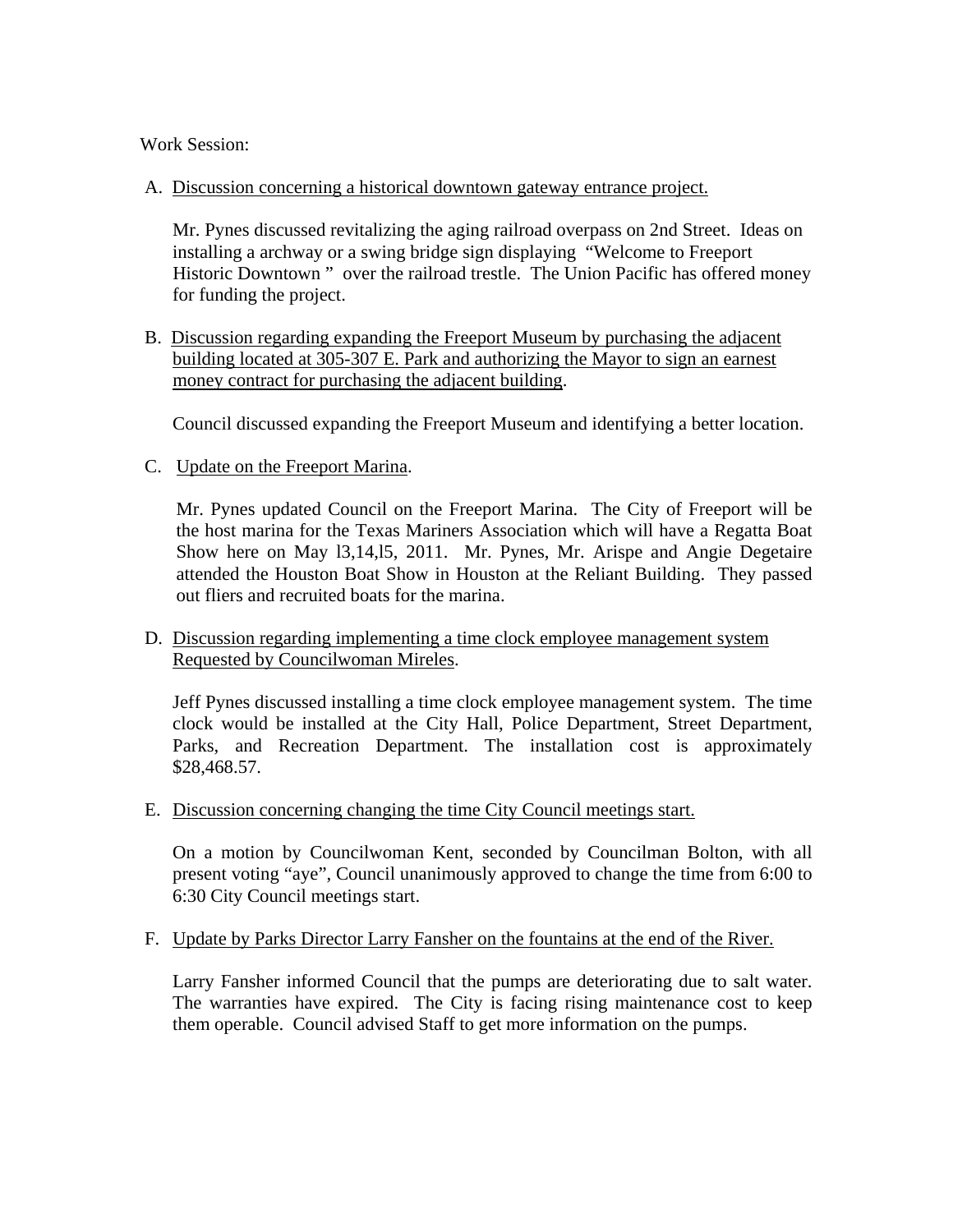Work Session:

A. Discussion concerning a historical downtown gateway entrance project.

Mr. Pynes discussed revitalizing the aging railroad overpass on 2nd Street. Ideas on installing a archway or a swing bridge sign displaying "Welcome to Freeport Historic Downtown " over the railroad trestle. The Union Pacific has offered money for funding the project.

B. Discussion regarding expanding the Freeport Museum by purchasing the adjacent building located at 305-307 E. Park and authorizing the Mayor to sign an earnest money contract for purchasing the adjacent building.

Council discussed expanding the Freeport Museum and identifying a better location.

C. Update on the Freeport Marina.

Mr. Pynes updated Council on the Freeport Marina. The City of Freeport will be the host marina for the Texas Mariners Association which will have a Regatta Boat Show here on May l3,14,l5, 2011. Mr. Pynes, Mr. Arispe and Angie Degetaire attended the Houston Boat Show in Houston at the Reliant Building. They passed out fliers and recruited boats for the marina.

D. Discussion regarding implementing a time clock employee management system Requested by Councilwoman Mireles.

Jeff Pynes discussed installing a time clock employee management system. The time clock would be installed at the City Hall, Police Department, Street Department, Parks, and Recreation Department. The installation cost is approximately $28,468.57.

E. Discussion concerning changing the time City Council meetings start.

On a motion by Councilwoman Kent, seconded by Councilman Bolton, with all present voting "aye", Council unanimously approved to change the time from 6:00 to 6:30 City Council meetings start.

F. Update by Parks Director Larry Fansher on the fountains at the end of the River.

Larry Fansher informed Council that the pumps are deteriorating due to salt water. The warranties have expired. The City is facing rising maintenance cost to keep them operable. Council advised Staff to get more information on the pumps.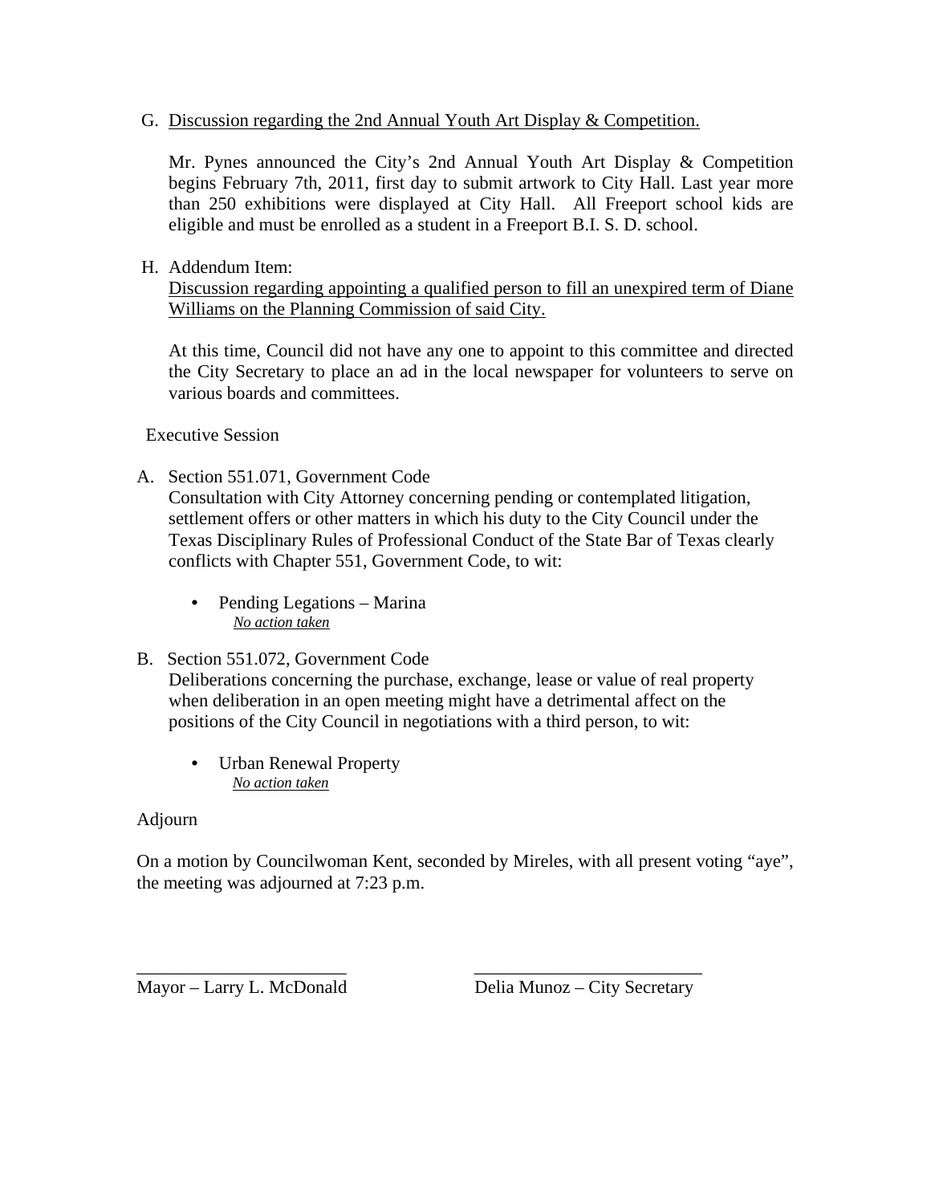G. <u>Discussion regarding the 2nd Annual Youth Art Display & Competition.</u>

Mr. Pynes announced the City's 2nd Annual Youth Art Display & Competition begins February 7th, 2011, first day to submit artwork to City Hall. Last year more than 250 exhibitions were displayed at City Hall. All Freeport school kids are eligible and must be enrolled as a student in a Freeport B.I. S. D. school.

H. Addendum Item:
<u>Discussion regarding appointing a qualified person to fill an unexpired term of Diane Williams on the Planning Commission of said City.</u>

At this time, Council did not have any one to appoint to this committee and directed the City Secretary to place an ad in the local newspaper for volunteers to serve on various boards and committees.

Executive Session

A. Section 551.071, Government Code
Consultation with City Attorney concerning pending or contemplated litigation, settlement offers or other matters in which his duty to the City Council under the Texas Disciplinary Rules of Professional Conduct of the State Bar of Texas clearly conflicts with Chapter 551, Government Code, to wit:

- Pending Legations – Marina
  *<u>No action taken</u>*

B. Section 551.072, Government Code
Deliberations concerning the purchase, exchange, lease or value of real property when deliberation in an open meeting might have a detrimental affect on the positions of the City Council in negotiations with a third person, to wit:

- Urban Renewal Property
  *<u>No action taken</u>*

Adjourn

On a motion by Councilwoman Kent, seconded by Mireles, with all present voting "aye", the meeting was adjourned at 7:23 p.m.

\_\_\_\_\_\_\_\_\_\_\_\_\_\_\_\_\_\_\_\_\_\_\_\_\_ \_\_\_\_\_\_\_\_\_\_\_\_\_\_\_\_\_\_\_\_\_\_\_\_\_\_\_

Mayor – Larry L. McDonald Delia Munoz – City Secretary